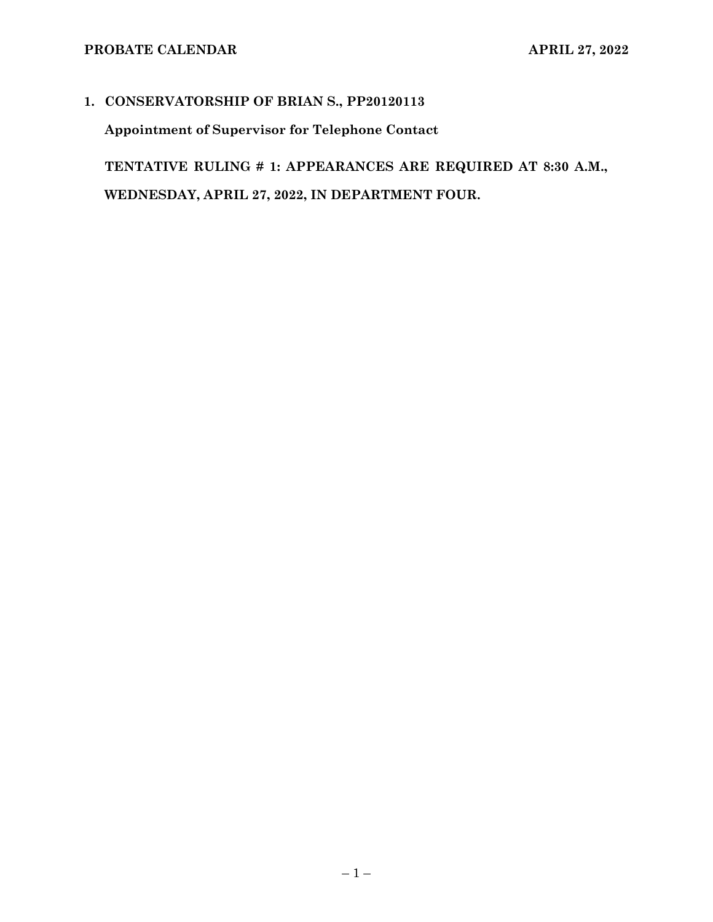**PROBATE CALENDAR** **APRIL 27, 2022**

## 1. CONSERVATORSHIP OF BRIAN S., PP20120113

**Appointment of Supervisor for Telephone Contact**

**TENTATIVE RULING # 1: APPEARANCES ARE REQUIRED AT 8:30 A.M., WEDNESDAY, APRIL 27, 2022, IN DEPARTMENT FOUR.**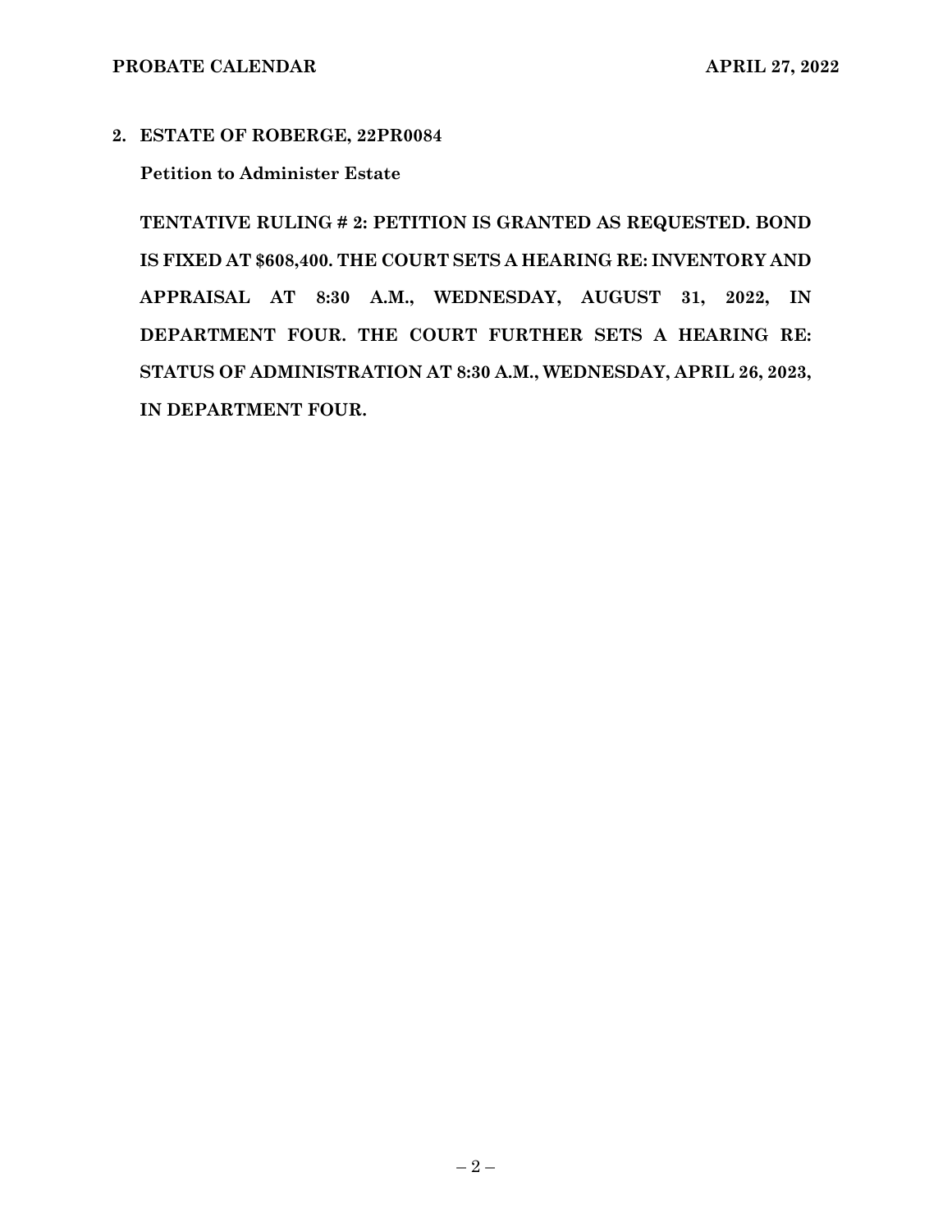**2. ESTATE OF ROBERGE, 22PR0084**

**Petition to Administer Estate**

**TENTATIVE RULING # 2: PETITION IS GRANTED AS REQUESTED. BOND IS FIXED AT $608,400. THE COURT SETS A HEARING RE: INVENTORY AND APPRAISAL AT 8:30 A.M., WEDNESDAY, AUGUST 31, 2022, IN DEPARTMENT FOUR. THE COURT FURTHER SETS A HEARING RE: STATUS OF ADMINISTRATION AT 8:30 A.M., WEDNESDAY, APRIL 26, 2023, IN DEPARTMENT FOUR.**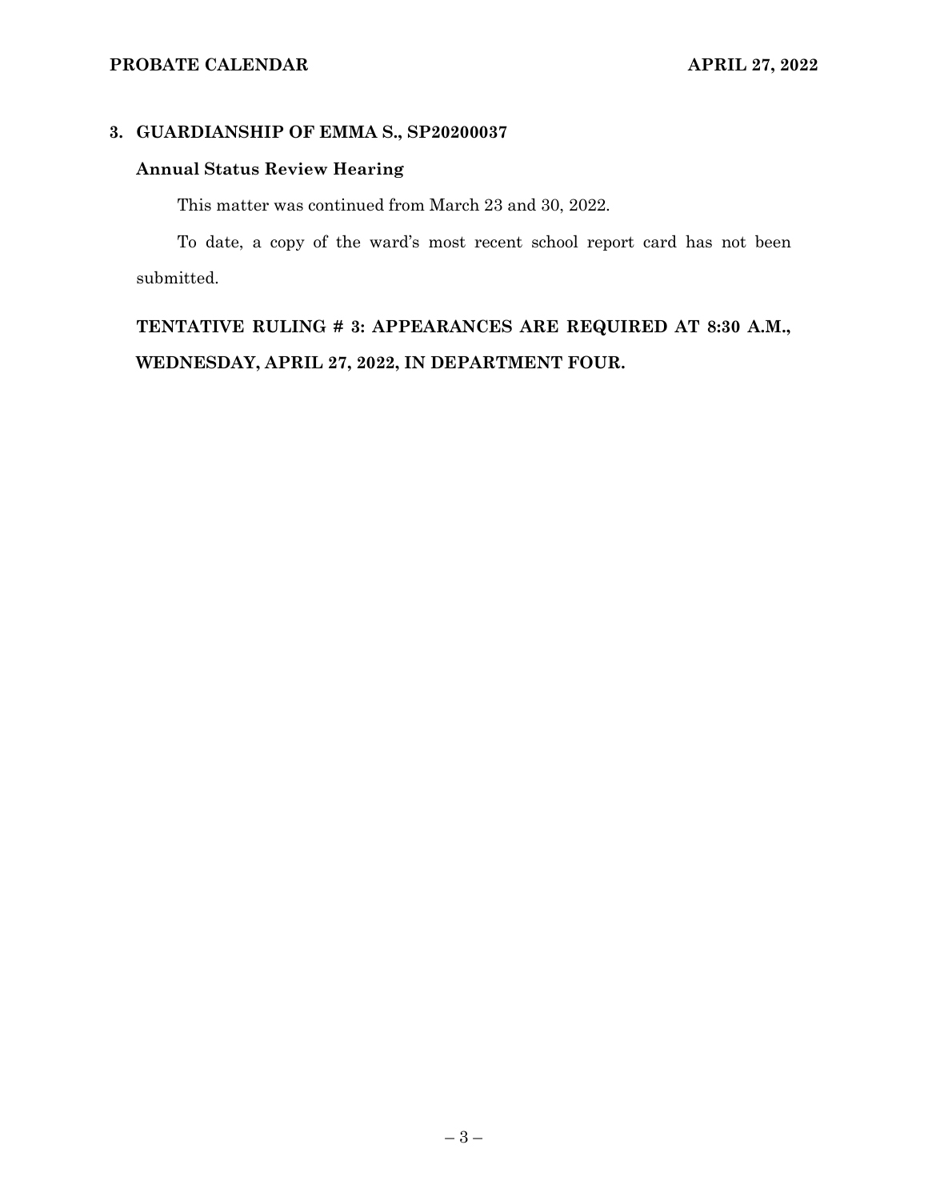## 3. GUARDIANSHIP OF EMMA S., SP20200037

### Annual Status Review Hearing

This matter was continued from March 23 and 30, 2022.

To date, a copy of the ward's most recent school report card has not been submitted.

**TENTATIVE RULING # 3: APPEARANCES ARE REQUIRED AT 8:30 A.M., WEDNESDAY, APRIL 27, 2022, IN DEPARTMENT FOUR.**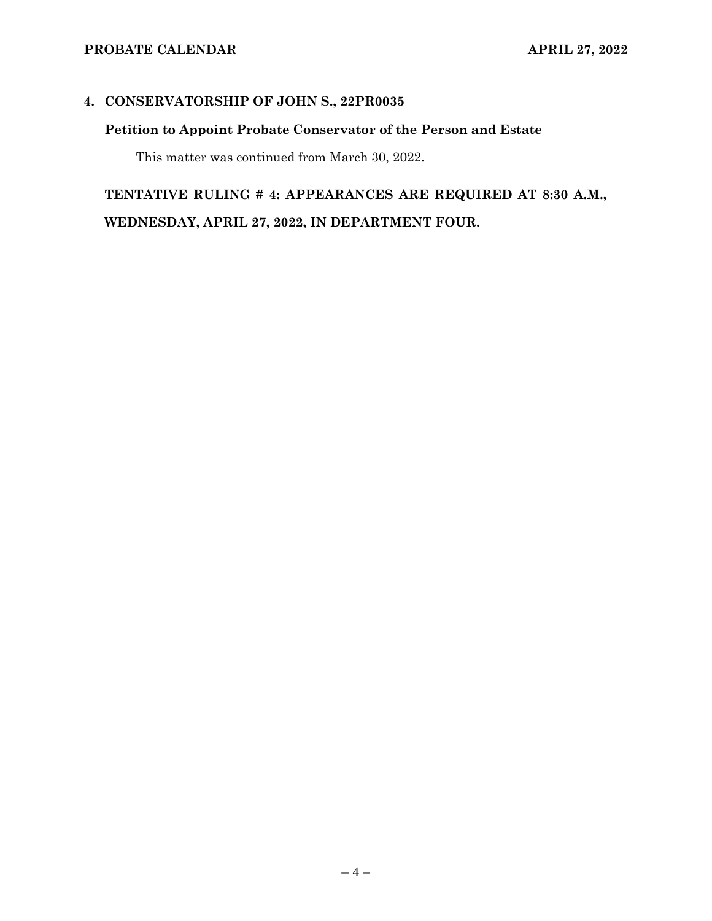## 4. CONSERVATORSHIP OF JOHN S., 22PR0035

### Petition to Appoint Probate Conservator of the Person and Estate

This matter was continued from March 30, 2022.

**TENTATIVE RULING # 4: APPEARANCES ARE REQUIRED AT 8:30 A.M., WEDNESDAY, APRIL 27, 2022, IN DEPARTMENT FOUR.**